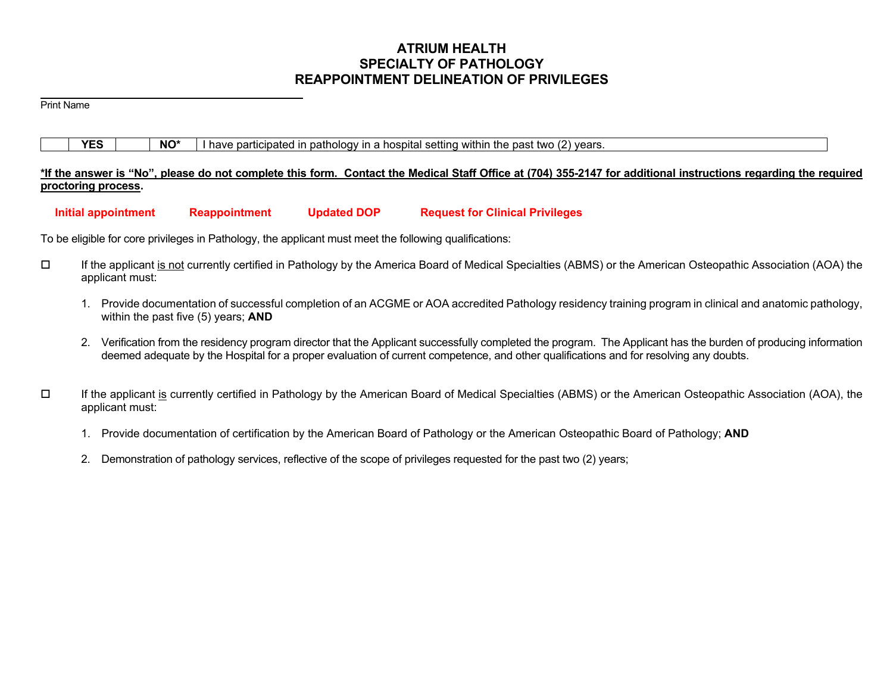# ATRIUM HEALTH
## SPECIALTY OF PATHOLOGY
## REAPPOINTMENT DELINEATION OF PRIVILEGES

\_\_\_\_\_\_\_\_\_\_\_\_\_\_\_\_\_\_\_\_\_\_\_\_\_\_\_\_\_\_\_\_\_\_\_\_\_\_\_\_\_\_
Print Name

| | YES | | NO* | I have participated in pathology in a hospital setting within the past two (2) years. |
|---|---|---|---|---|

**\*If the answer is "No", please do not complete this form. Contact the Medical Staff Office at (704) 355-2147 for additional instructions regarding the required proctoring process.**

**Initial appointment** **Reappointment** **Updated DOP** **Request for Clinical Privileges**

To be eligible for core privileges in Pathology, the applicant must meet the following qualifications:

☐ If the applicant is not currently certified in Pathology by the America Board of Medical Specialties (ABMS) or the American Osteopathic Association (AOA) the applicant must:

1. Provide documentation of successful completion of an ACGME or AOA accredited Pathology residency training program in clinical and anatomic pathology, within the past five (5) years; **AND**

2. Verification from the residency program director that the Applicant successfully completed the program. The Applicant has the burden of producing information deemed adequate by the Hospital for a proper evaluation of current competence, and other qualifications and for resolving any doubts.

☐ If the applicant is currently certified in Pathology by the American Board of Medical Specialties (ABMS) or the American Osteopathic Association (AOA), the applicant must:

1. Provide documentation of certification by the American Board of Pathology or the American Osteopathic Board of Pathology; **AND**

2. Demonstration of pathology services, reflective of the scope of privileges requested for the past two (2) years;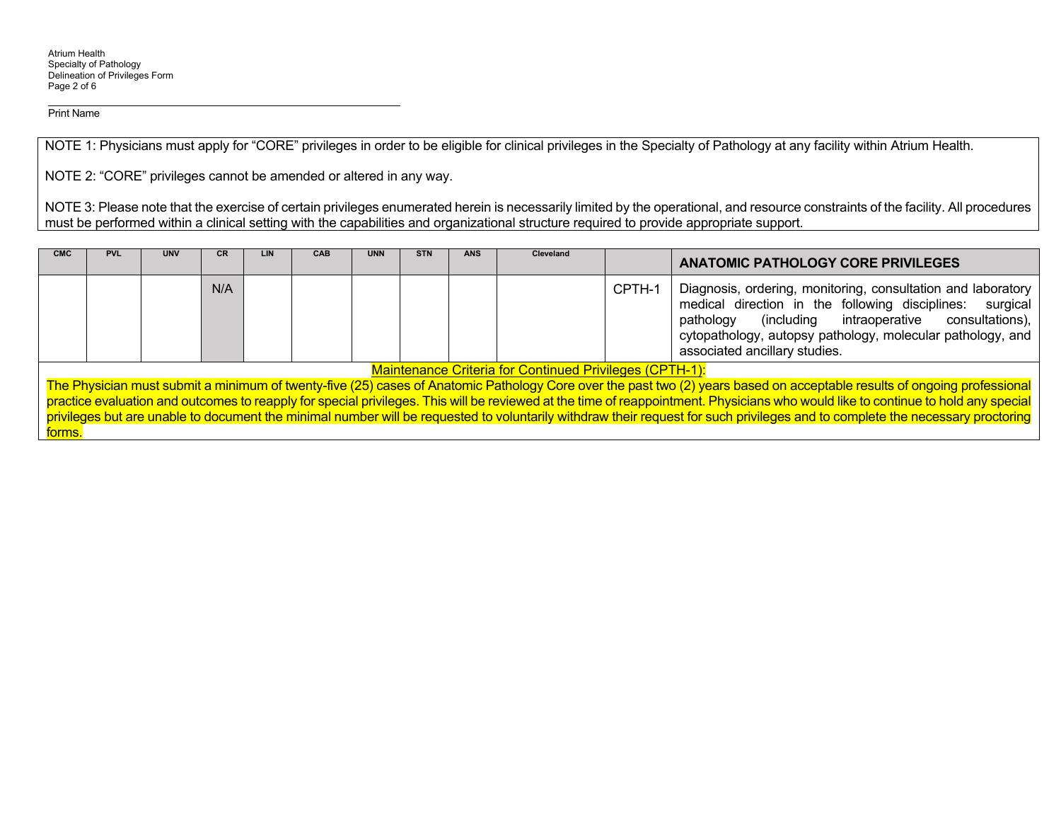Print Name

NOTE 1: Physicians must apply for "CORE" privileges in order to be eligible for clinical privileges in the Specialty of Pathology at any facility within Atrium Health.

NOTE 2: "CORE" privileges cannot be amended or altered in any way.

NOTE 3: Please note that the exercise of certain privileges enumerated herein is necessarily limited by the operational, and resource constraints of the facility. All procedures must be performed within a clinical setting with the capabilities and organizational structure required to provide appropriate support.

| CMC | PVL | UNV | CR | LIN | CAB | UNN | STN | ANS | Cleveland | | ANATOMIC PATHOLOGY CORE PRIVILEGES |
|---|---|---|---|---|---|---|---|---|---|---|---|
| | | | N/A | | | | | | | CPTH-1 | Diagnosis, ordering, monitoring, consultation and laboratory medical direction in the following disciplines: surgical pathology (including intraoperative consultations), cytopathology, autopsy pathology, molecular pathology, and associated ancillary studies. |

Maintenance Criteria for Continued Privileges (CPTH-1):

The Physician must submit a minimum of twenty-five (25) cases of Anatomic Pathology Core over the past two (2) years based on acceptable results of ongoing professional practice evaluation and outcomes to reapply for special privileges. This will be reviewed at the time of reappointment. Physicians who would like to continue to hold any special privileges but are unable to document the minimal number will be requested to voluntarily withdraw their request for such privileges and to complete the necessary proctoring forms.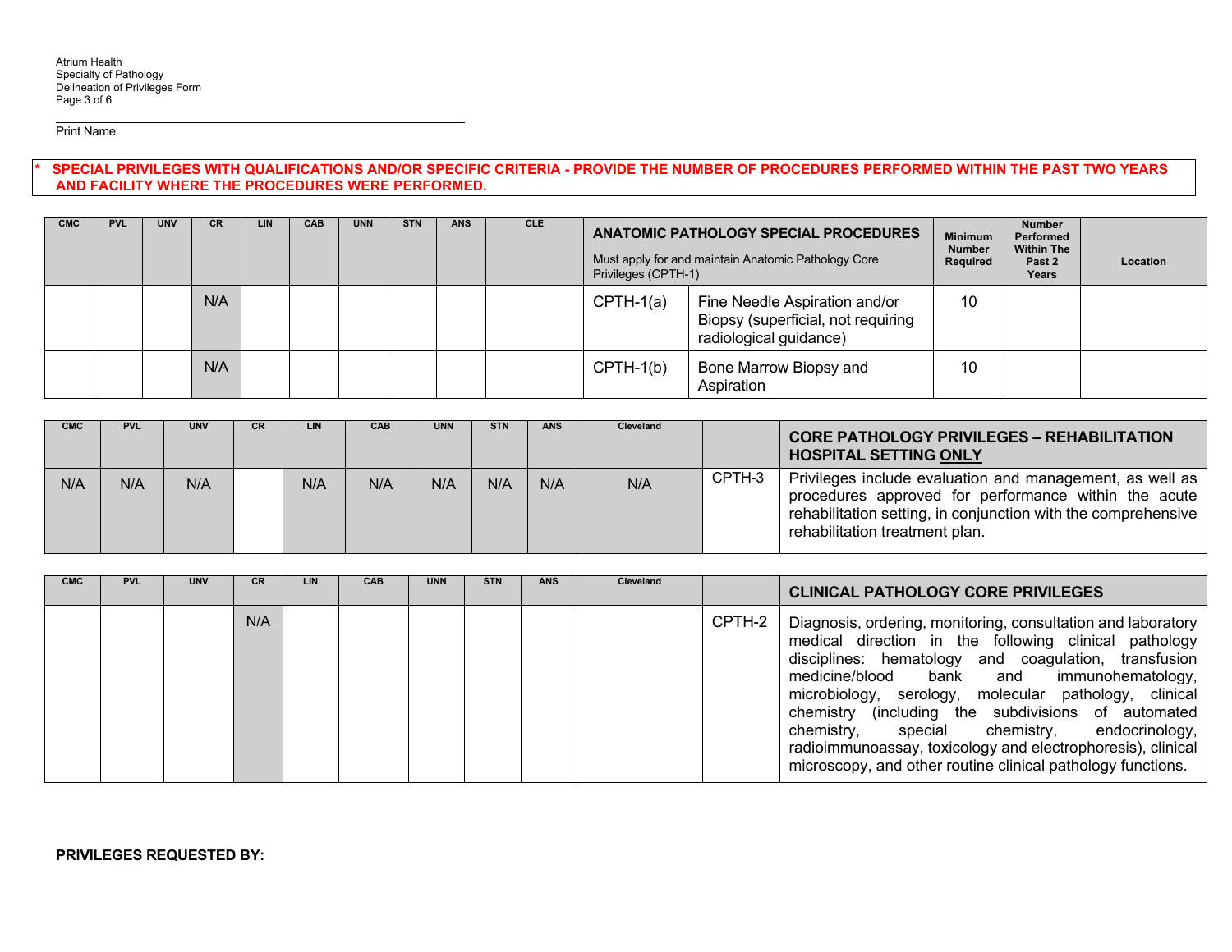Print Name

**\* SPECIAL PRIVILEGES WITH QUALIFICATIONS AND/OR SPECIFIC CRITERIA - PROVIDE THE NUMBER OF PROCEDURES PERFORMED WITHIN THE PAST TWO YEARS AND FACILITY WHERE THE PROCEDURES WERE PERFORMED.**

| CMC | PVL | UNV | CR | LIN | CAB | UNN | STN | ANS | CLE | **ANATOMIC PATHOLOGY SPECIAL PROCEDURES** Must apply for and maintain Anatomic Pathology Core Privileges (CPTH-1) | | Minimum Number Required | Number Performed Within The Past 2 Years | Location |
|---|---|---|---|---|---|---|---|---|---|---|---|---|---|---|
| | | | N/A | | | | | | | CPTH-1(a) | Fine Needle Aspiration and/or Biopsy (superficial, not requiring radiological guidance) | 10 | | |
| | | | N/A | | | | | | | CPTH-1(b) | Bone Marrow Biopsy and Aspiration | 10 | | |

| CMC | PVL | UNV | CR | LIN | CAB | UNN | STN | ANS | Cleveland | | **CORE PATHOLOGY PRIVILEGES – REHABILITATION HOSPITAL SETTING ONLY** |
|---|---|---|---|---|---|---|---|---|---|---|---|
| N/A | N/A | N/A | | N/A | N/A | N/A | N/A | N/A | N/A | CPTH-3 | Privileges include evaluation and management, as well as procedures approved for performance within the acute rehabilitation setting, in conjunction with the comprehensive rehabilitation treatment plan. |

| CMC | PVL | UNV | CR | LIN | CAB | UNN | STN | ANS | Cleveland | | **CLINICAL PATHOLOGY CORE PRIVILEGES** |
|---|---|---|---|---|---|---|---|---|---|---|---|
| | | | N/A | | | | | | | CPTH-2 | Diagnosis, ordering, monitoring, consultation and laboratory medical direction in the following clinical pathology disciplines: hematology and coagulation, transfusion medicine/blood bank and immunohematology, microbiology, serology, molecular pathology, clinical chemistry (including the subdivisions of automated chemistry, special chemistry, endocrinology, radioimmunoassay, toxicology and electrophoresis), clinical microscopy, and other routine clinical pathology functions. |

**PRIVILEGES REQUESTED BY:**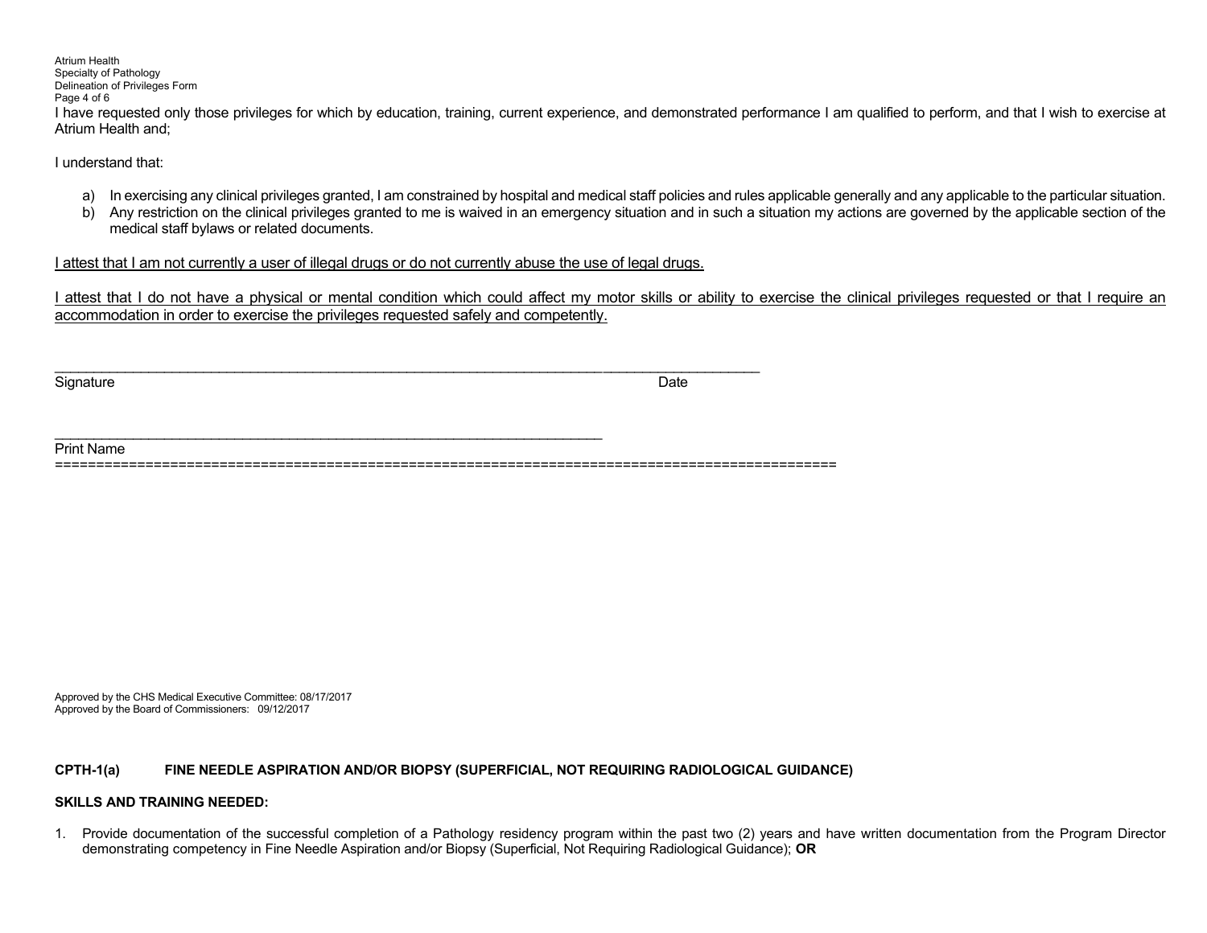I have requested only those privileges for which by education, training, current experience, and demonstrated performance I am qualified to perform, and that I wish to exercise at Atrium Health and;

I understand that:

a) In exercising any clinical privileges granted, I am constrained by hospital and medical staff policies and rules applicable generally and any applicable to the particular situation.
b) Any restriction on the clinical privileges granted to me is waived in an emergency situation and in such a situation my actions are governed by the applicable section of the medical staff bylaws or related documents.

<u>I attest that I am not currently a user of illegal drugs or do not currently abuse the use of legal drugs.</u>

<u>I attest that I do not have a physical or mental condition which could affect my motor skills or ability to exercise the clinical privileges requested or that I require an accommodation in order to exercise the privileges requested safely and competently.</u>

\_\_\_\_\_\_\_\_\_\_\_\_\_\_\_\_\_\_\_\_\_\_\_\_\_\_\_\_\_\_\_\_\_\_\_\_\_\_\_\_\_\_\_\_\_\_\_\_\_\_\_\_\_\_\_\_\_\_\_\_\_\_\_\_\_\_\_\_\_\_\_\_\_\_\_\_\_\_\_\_\_\_\_
Signature                                                                                                    Date

\_\_\_\_\_\_\_\_\_\_\_\_\_\_\_\_\_\_\_\_\_\_\_\_\_\_\_\_\_\_\_\_\_\_\_\_\_\_\_\_\_\_\_\_\_\_\_\_\_\_\_\_\_\_\_\_\_\_\_\_\_\_\_\_\_
Print Name

==========================================================================================

Approved by the CHS Medical Executive Committee: 08/17/2017
Approved by the Board of Commissioners: 09/12/2017

**CPTH-1(a) FINE NEEDLE ASPIRATION AND/OR BIOPSY (SUPERFICIAL, NOT REQUIRING RADIOLOGICAL GUIDANCE)**

**SKILLS AND TRAINING NEEDED:**

1. Provide documentation of the successful completion of a Pathology residency program within the past two (2) years and have written documentation from the Program Director demonstrating competency in Fine Needle Aspiration and/or Biopsy (Superficial, Not Requiring Radiological Guidance); **OR**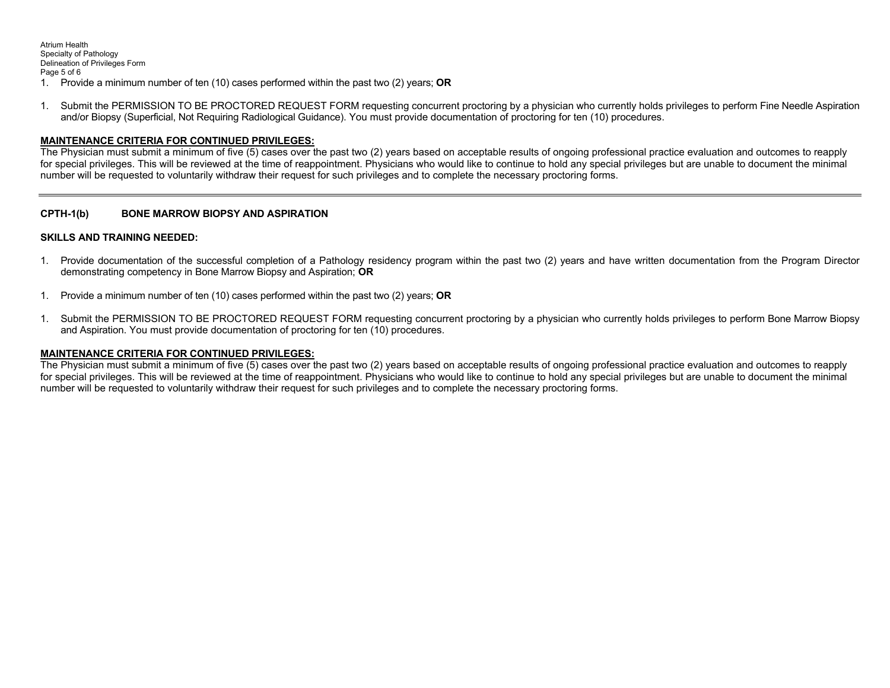1. Provide a minimum number of ten (10) cases performed within the past two (2) years; **OR**

1. Submit the PERMISSION TO BE PROCTORED REQUEST FORM requesting concurrent proctoring by a physician who currently holds privileges to perform Fine Needle Aspiration and/or Biopsy (Superficial, Not Requiring Radiological Guidance). You must provide documentation of proctoring for ten (10) procedures.

**MAINTENANCE CRITERIA FOR CONTINUED PRIVILEGES:**
The Physician must submit a minimum of five (5) cases over the past two (2) years based on acceptable results of ongoing professional practice evaluation and outcomes to reapply for special privileges. This will be reviewed at the time of reappointment. Physicians who would like to continue to hold any special privileges but are unable to document the minimal number will be requested to voluntarily withdraw their request for such privileges and to complete the necessary proctoring forms.

---

**CPTH-1(b) BONE MARROW BIOPSY AND ASPIRATION**

**SKILLS AND TRAINING NEEDED:**

1. Provide documentation of the successful completion of a Pathology residency program within the past two (2) years and have written documentation from the Program Director demonstrating competency in Bone Marrow Biopsy and Aspiration; **OR**

1. Provide a minimum number of ten (10) cases performed within the past two (2) years; **OR**

1. Submit the PERMISSION TO BE PROCTORED REQUEST FORM requesting concurrent proctoring by a physician who currently holds privileges to perform Bone Marrow Biopsy and Aspiration. You must provide documentation of proctoring for ten (10) procedures.

**MAINTENANCE CRITERIA FOR CONTINUED PRIVILEGES:**
The Physician must submit a minimum of five (5) cases over the past two (2) years based on acceptable results of ongoing professional practice evaluation and outcomes to reapply for special privileges. This will be reviewed at the time of reappointment. Physicians who would like to continue to hold any special privileges but are unable to document the minimal number will be requested to voluntarily withdraw their request for such privileges and to complete the necessary proctoring forms.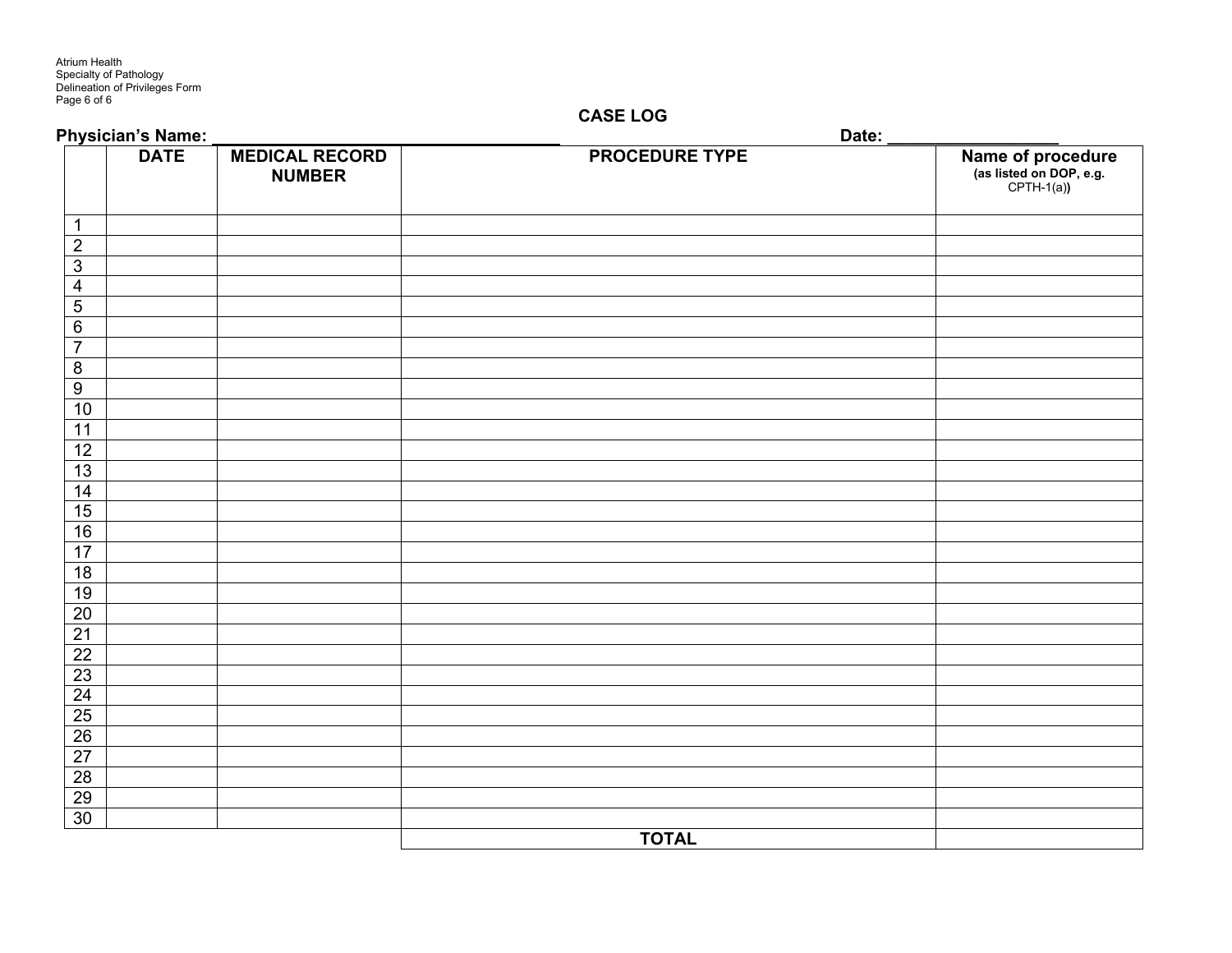## CASE LOG

**Physician's Name:** ______________________________ **Date:** _______________

| | DATE | MEDICAL RECORD NUMBER | PROCEDURE TYPE | Name of procedure (as listed on DOP, e.g. CPTH-1(a)) |
|---|---|---|---|---|
| 1 | | | | |
| 2 | | | | |
| 3 | | | | |
| 4 | | | | |
| 5 | | | | |
| 6 | | | | |
| 7 | | | | |
| 8 | | | | |
| 9 | | | | |
| 10 | | | | |
| 11 | | | | |
| 12 | | | | |
| 13 | | | | |
| 14 | | | | |
| 15 | | | | |
| 16 | | | | |
| 17 | | | | |
| 18 | | | | |
| 19 | | | | |
| 20 | | | | |
| 21 | | | | |
| 22 | | | | |
| 23 | | | | |
| 24 | | | | |
| 25 | | | | |
| 26 | | | | |
| 27 | | | | |
| 28 | | | | |
| 29 | | | | |
| 30 | | | | |
| | | | **TOTAL** | |